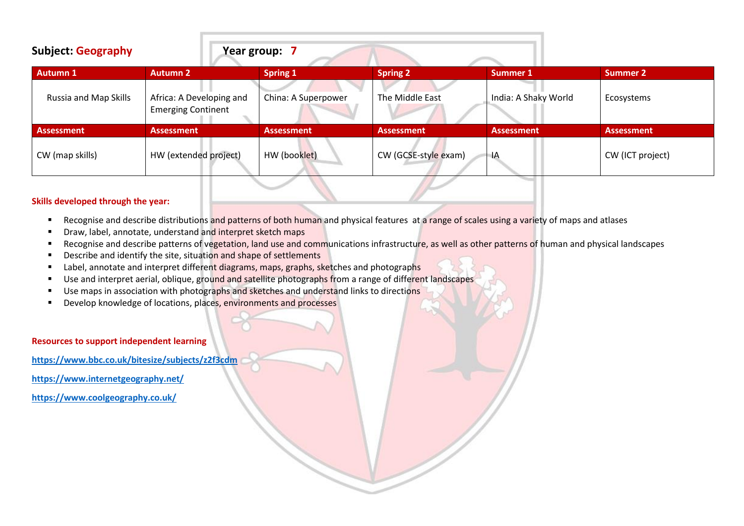**Subject: Geography** **Year group: 7**

| Autumn 1 | Autumn 2 | Spring 1 | Spring 2 | Summer 1 | Summer 2 |
| --- | --- | --- | --- | --- | --- |
| Russia and Map Skills | Africa: A Developing and Emerging Continent | China: A Superpower | The Middle East | India: A Shaky World | Ecosystems |
| **Assessment** | **Assessment** | **Assessment** | **Assessment** | **Assessment** | **Assessment** |
| CW (map skills) | HW (extended project) | HW (booklet) | CW (GCSE-style exam) | IA | CW (ICT project) |

**Skills developed through the year:**

- Recognise and describe distributions and patterns of both human and physical features at a range of scales using a variety of maps and atlases
- Draw, label, annotate, understand and interpret sketch maps
- Recognise and describe patterns of vegetation, land use and communications infrastructure, as well as other patterns of human and physical landscapes
- Describe and identify the site, situation and shape of settlements
- Label, annotate and interpret different diagrams, maps, graphs, sketches and photographs
- Use and interpret aerial, oblique, ground and satellite photographs from a range of different landscapes
- Use maps in association with photographs and sketches and understand links to directions
- Develop knowledge of locations, places, environments and processes

**Resources to support independent learning**

https://www.bbc.co.uk/bitesize/subjects/z2f3cdm

https://www.internetgeography.net/

https://www.coolgeography.co.uk/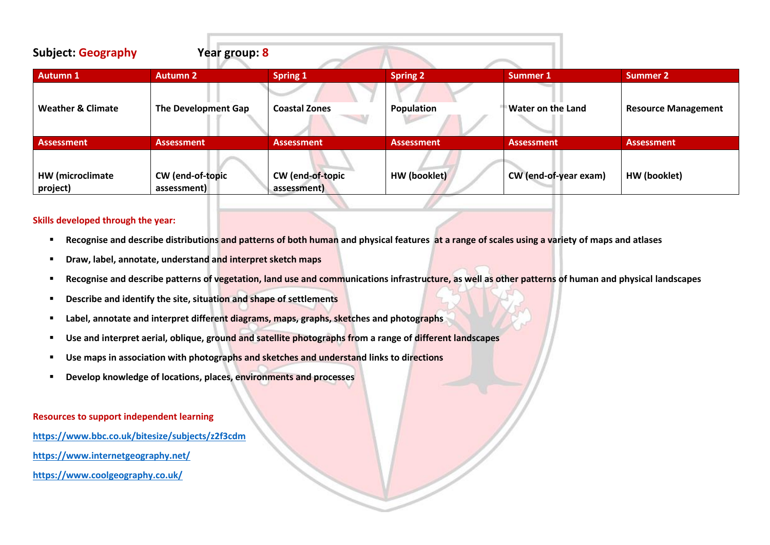**Subject: Geography** **Year group: 8**

| Autumn 1 | Autumn 2 | Spring 1 | Spring 2 | Summer 1 | Summer 2 |
|---|---|---|---|---|---|
| **Weather & Climate** | **The Development Gap** | **Coastal Zones** | **Population** | **Water on the Land** | **Resource Management** |
| **Assessment** | **Assessment** | **Assessment** | **Assessment** | **Assessment** | **Assessment** |
| **HW (microclimate project)** | **CW (end-of-topic assessment)** | **CW (end-of-topic assessment)** | **HW (booklet)** | **CW (end-of-year exam)** | **HW (booklet)** |

**Skills developed through the year:**

- **Recognise and describe distributions and patterns of both human and physical features at a range of scales using a variety of maps and atlases**
- **Draw, label, annotate, understand and interpret sketch maps**
- **Recognise and describe patterns of vegetation, land use and communications infrastructure, as well as other patterns of human and physical landscapes**
- **Describe and identify the site, situation and shape of settlements**
- **Label, annotate and interpret different diagrams, maps, graphs, sketches and photographs**
- **Use and interpret aerial, oblique, ground and satellite photographs from a range of different landscapes**
- **Use maps in association with photographs and sketches and understand links to directions**
- **Develop knowledge of locations, places, environments and processes**

**Resources to support independent learning**

https://www.bbc.co.uk/bitesize/subjects/z2f3cdm

https://www.internetgeography.net/

https://www.coolgeography.co.uk/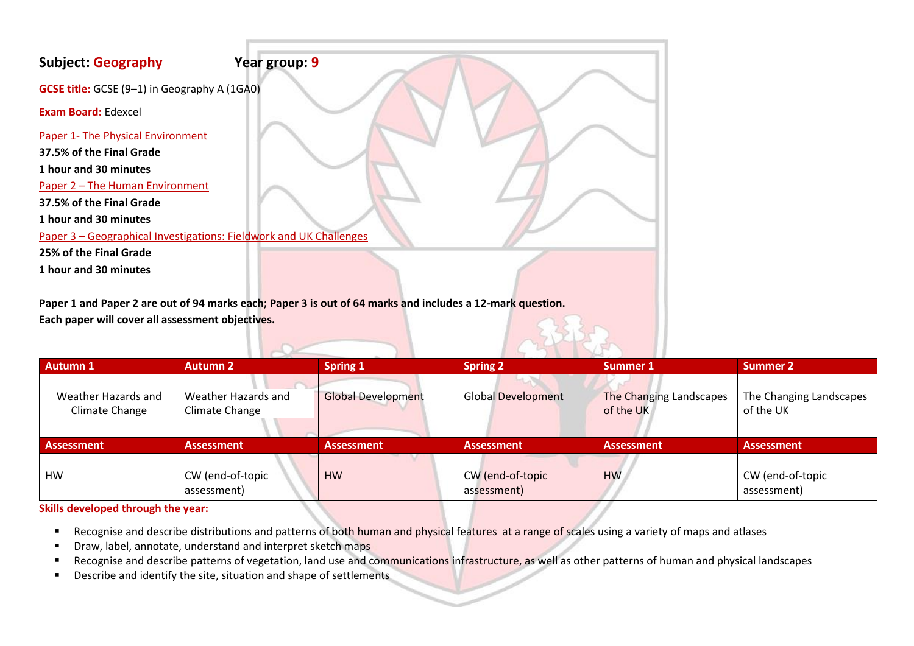**Subject: Geography** **Year group: 9**

**GCSE title:** GCSE (9–1) in Geography A (1GA0)

**Exam Board:** Edexcel

Paper 1- The Physical Environment

**37.5% of the Final Grade**

**1 hour and 30 minutes**

Paper 2 – The Human Environment

**37.5% of the Final Grade**

**1 hour and 30 minutes**

Paper 3 – Geographical Investigations: Fieldwork and UK Challenges

**25% of the Final Grade**

**1 hour and 30 minutes**

**Paper 1 and Paper 2 are out of 94 marks each; Paper 3 is out of 64 marks and includes a 12-mark question.**
**Each paper will cover all assessment objectives.**

| Autumn 1 | Autumn 2 | Spring 1 | Spring 2 | Summer 1 | Summer 2 |
|---|---|---|---|---|---|
| Weather Hazards and Climate Change | Weather Hazards and Climate Change | Global Development | Global Development | The Changing Landscapes of the UK | The Changing Landscapes of the UK |
| **Assessment** | **Assessment** | **Assessment** | **Assessment** | **Assessment** | **Assessment** |
| HW | CW (end-of-topic assessment) | HW | CW (end-of-topic assessment) | HW | CW (end-of-topic assessment) |

**Skills developed through the year:**

- Recognise and describe distributions and patterns of both human and physical features at a range of scales using a variety of maps and atlases
- Draw, label, annotate, understand and interpret sketch maps
- Recognise and describe patterns of vegetation, land use and communications infrastructure, as well as other patterns of human and physical landscapes
- Describe and identify the site, situation and shape of settlements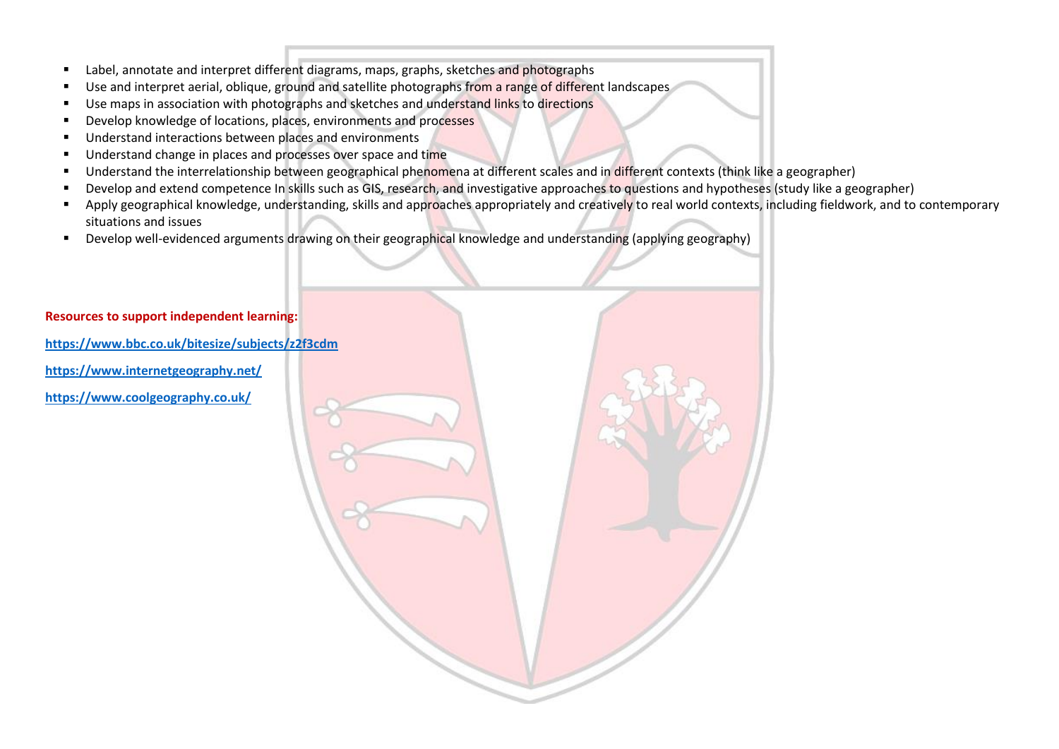- Label, annotate and interpret different diagrams, maps, graphs, sketches and photographs
- Use and interpret aerial, oblique, ground and satellite photographs from a range of different landscapes
- Use maps in association with photographs and sketches and understand links to directions
- Develop knowledge of locations, places, environments and processes
- Understand interactions between places and environments
- Understand change in places and processes over space and time
- Understand the interrelationship between geographical phenomena at different scales and in different contexts (think like a geographer)
- Develop and extend competence In skills such as GIS, research, and investigative approaches to questions and hypotheses (study like a geographer)
- Apply geographical knowledge, understanding, skills and approaches appropriately and creatively to real world contexts, including fieldwork, and to contemporary situations and issues
- Develop well-evidenced arguments drawing on their geographical knowledge and understanding (applying geography)

**Resources to support independent learning:**

**https://www.bbc.co.uk/bitesize/subjects/z2f3cdm**

**https://www.internetgeography.net/**

**https://www.coolgeography.co.uk/**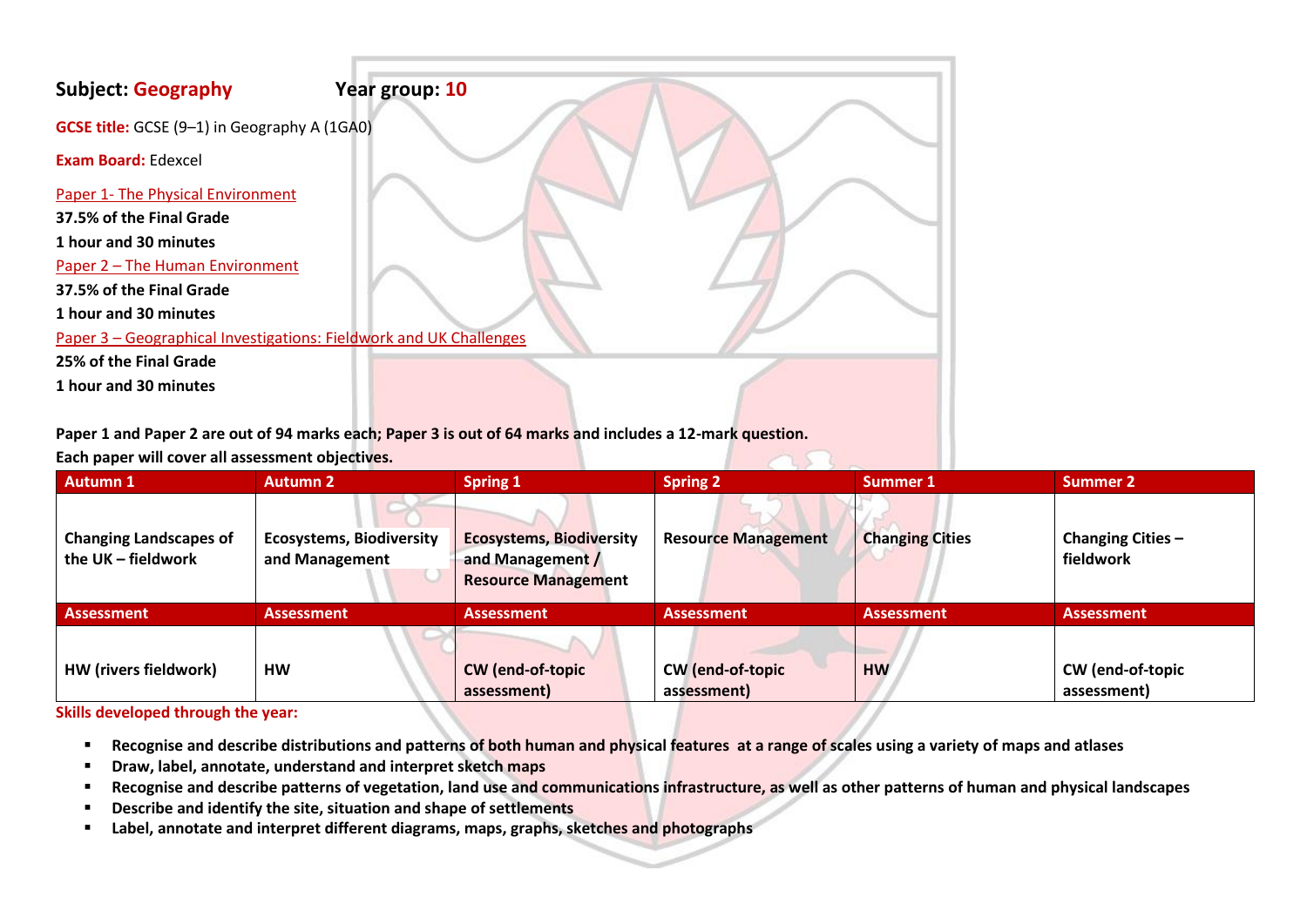**Subject: Geography** **Year group: 10**

**GCSE title:** GCSE (9–1) in Geography A (1GA0)

**Exam Board:** Edexcel

Paper 1- The Physical Environment

**37.5% of the Final Grade**

**1 hour and 30 minutes**

Paper 2 – The Human Environment

**37.5% of the Final Grade**

**1 hour and 30 minutes**

Paper 3 – Geographical Investigations: Fieldwork and UK Challenges

**25% of the Final Grade**

**1 hour and 30 minutes**

**Paper 1 and Paper 2 are out of 94 marks each; Paper 3 is out of 64 marks and includes a 12-mark question.**

**Each paper will cover all assessment objectives.**

| Autumn 1 | Autumn 2 | Spring 1 | Spring 2 | Summer 1 | Summer 2 |
|---|---|---|---|---|---|
| **Changing Landscapes of the UK – fieldwork** | **Ecosystems, Biodiversity and Management** | **Ecosystems, Biodiversity and Management / Resource Management** | **Resource Management** | **Changing Cities** | **Changing Cities – fieldwork** |
| **Assessment** | **Assessment** | **Assessment** | **Assessment** | **Assessment** | **Assessment** |
| **HW (rivers fieldwork)** | **HW** | **CW (end-of-topic assessment)** | **CW (end-of-topic assessment)** | **HW** | **CW (end-of-topic assessment)** |

**Skills developed through the year:**

- **Recognise and describe distributions and patterns of both human and physical features at a range of scales using a variety of maps and atlases**
- **Draw, label, annotate, understand and interpret sketch maps**
- **Recognise and describe patterns of vegetation, land use and communications infrastructure, as well as other patterns of human and physical landscapes**
- **Describe and identify the site, situation and shape of settlements**
- **Label, annotate and interpret different diagrams, maps, graphs, sketches and photographs**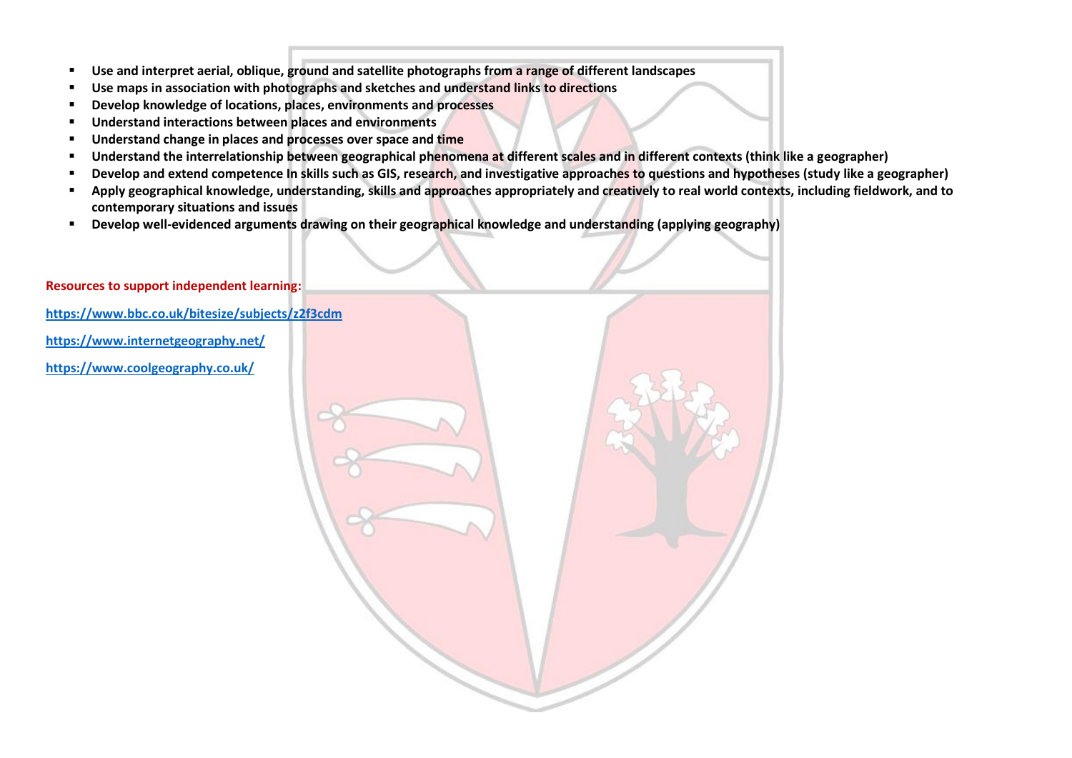- **Use and interpret aerial, oblique, ground and satellite photographs from a range of different landscapes**
- **Use maps in association with photographs and sketches and understand links to directions**
- **Develop knowledge of locations, places, environments and processes**
- **Understand interactions between places and environments**
- **Understand change in places and processes over space and time**
- **Understand the interrelationship between geographical phenomena at different scales and in different contexts (think like a geographer)**
- **Develop and extend competence In skills such as GIS, research, and investigative approaches to questions and hypotheses (study like a geographer)**
- **Apply geographical knowledge, understanding, skills and approaches appropriately and creatively to real world contexts, including fieldwork, and to contemporary situations and issues**
- **Develop well-evidenced arguments drawing on their geographical knowledge and understanding (applying geography)**

**Resources to support independent learning:**

**https://www.bbc.co.uk/bitesize/subjects/z2f3cdm**

**https://www.internetgeography.net/**

**https://www.coolgeography.co.uk/**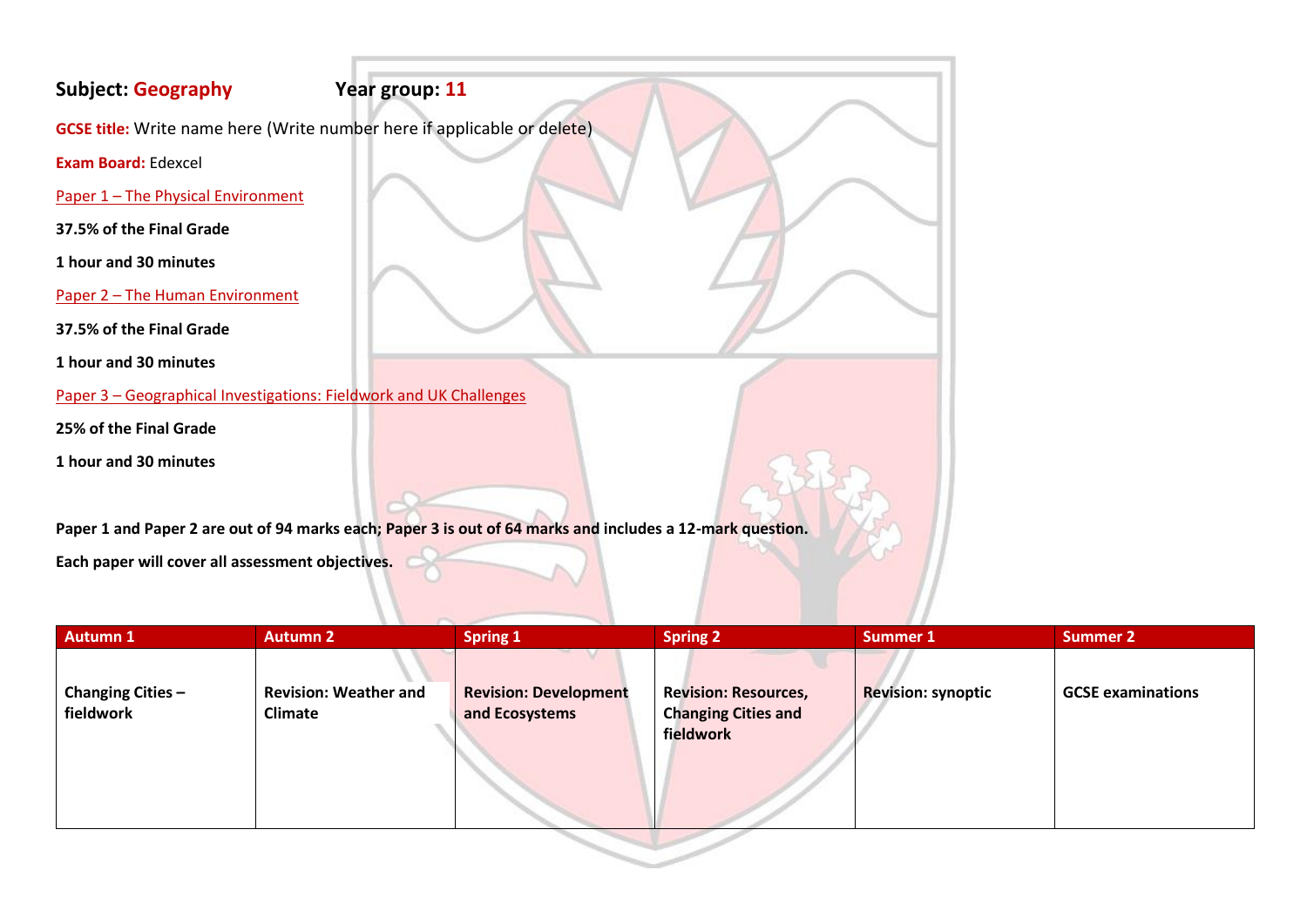**Subject: Geography** **Year group: 11**

**GCSE title:** Write name here (Write number here if applicable or delete)

**Exam Board:** Edexcel

Paper 1 – The Physical Environment

**37.5% of the Final Grade**

**1 hour and 30 minutes**

Paper 2 – The Human Environment

**37.5% of the Final Grade**

**1 hour and 30 minutes**

Paper 3 – Geographical Investigations: Fieldwork and UK Challenges

**25% of the Final Grade**

**1 hour and 30 minutes**

**Paper 1 and Paper 2 are out of 94 marks each; Paper 3 is out of 64 marks and includes a 12-mark question.**

**Each paper will cover all assessment objectives.**

| Autumn 1 | Autumn 2 | Spring 1 | Spring 2 | Summer 1 | Summer 2 |
|---|---|---|---|---|---|
| **Changing Cities – fieldwork** | **Revision: Weather and Climate** | **Revision: Development and Ecosystems** | **Revision: Resources, Changing Cities and fieldwork** | **Revision: synoptic** | **GCSE examinations** |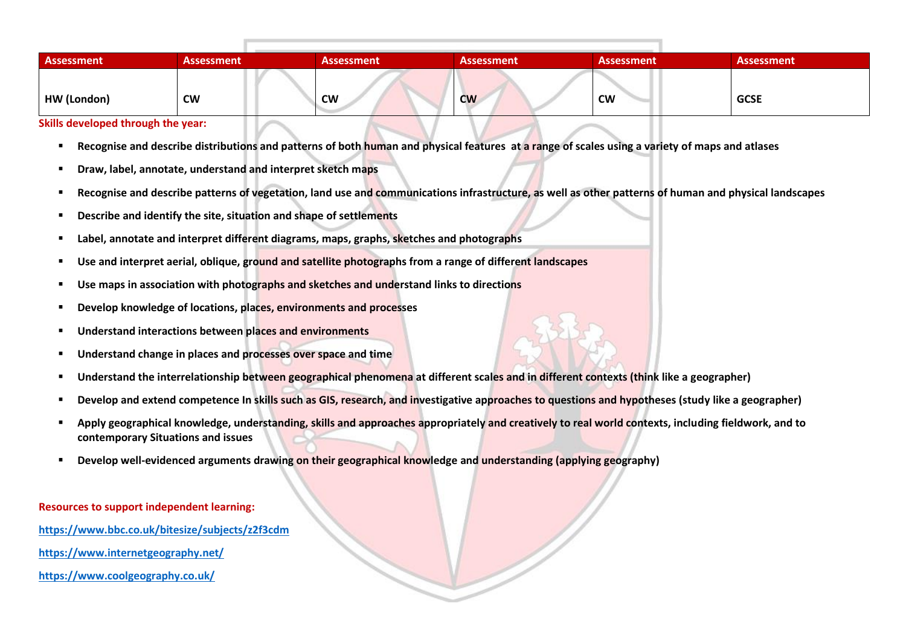| Assessment | Assessment | Assessment | Assessment | Assessment | Assessment |
| --- | --- | --- | --- | --- | --- |
| HW (London) | CW | CW | CW | CW | GCSE |

**Skills developed through the year:**

- **Recognise and describe distributions and patterns of both human and physical features at a range of scales using a variety of maps and atlases**
- **Draw, label, annotate, understand and interpret sketch maps**
- **Recognise and describe patterns of vegetation, land use and communications infrastructure, as well as other patterns of human and physical landscapes**
- **Describe and identify the site, situation and shape of settlements**
- **Label, annotate and interpret different diagrams, maps, graphs, sketches and photographs**
- **Use and interpret aerial, oblique, ground and satellite photographs from a range of different landscapes**
- **Use maps in association with photographs and sketches and understand links to directions**
- **Develop knowledge of locations, places, environments and processes**
- **Understand interactions between places and environments**
- **Understand change in places and processes over space and time**
- **Understand the interrelationship between geographical phenomena at different scales and in different contexts (think like a geographer)**
- **Develop and extend competence In skills such as GIS, research, and investigative approaches to questions and hypotheses (study like a geographer)**
- **Apply geographical knowledge, understanding, skills and approaches appropriately and creatively to real world contexts, including fieldwork, and to contemporary Situations and issues**
- **Develop well-evidenced arguments drawing on their geographical knowledge and understanding (applying geography)**

**Resources to support independent learning:**

https://www.bbc.co.uk/bitesize/subjects/z2f3cdm

https://www.internetgeography.net/

https://www.coolgeography.co.uk/